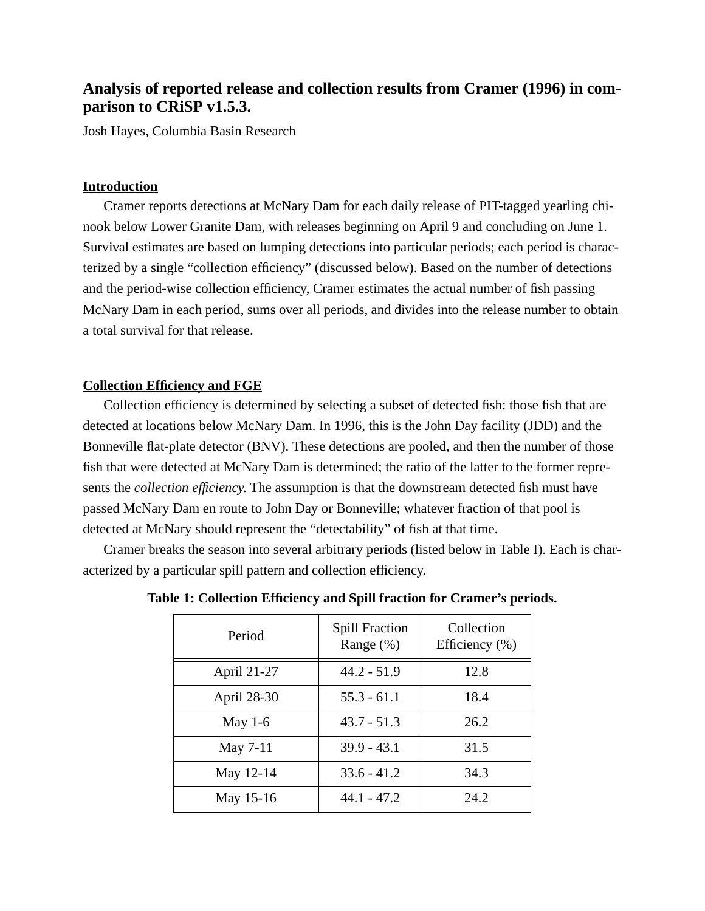# Analysis of reported release and collection results from Cramer (1996) in comparison to CRiSP v1.5.3.

Josh Hayes, Columbia Basin Research

## Introduction

Cramer reports detections at McNary Dam for each daily release of PIT-tagged yearling chinook below Lower Granite Dam, with releases beginning on April 9 and concluding on June 1. Survival estimates are based on lumping detections into particular periods; each period is characterized by a single "collection efficiency" (discussed below). Based on the number of detections and the period-wise collection efficiency, Cramer estimates the actual number of fish passing McNary Dam in each period, sums over all periods, and divides into the release number to obtain a total survival for that release.

## Collection Efficiency and FGE

Collection efficiency is determined by selecting a subset of detected fish: those fish that are detected at locations below McNary Dam. In 1996, this is the John Day facility (JDD) and the Bonneville flat-plate detector (BNV). These detections are pooled, and then the number of those fish that were detected at McNary Dam is determined; the ratio of the latter to the former represents the *collection efficiency.* The assumption is that the downstream detected fish must have passed McNary Dam en route to John Day or Bonneville; whatever fraction of that pool is detected at McNary should represent the "detectability" of fish at that time.

Cramer breaks the season into several arbitrary periods (listed below in Table I). Each is characterized by a particular spill pattern and collection efficiency.

**Table 1: Collection Efficiency and Spill fraction for Cramer's periods.**

| Period | Spill Fraction Range (%) | Collection Efficiency (%) |
|---|---|---|
| April 21-27 | 44.2 - 51.9 | 12.8 |
| April 28-30 | 55.3 - 61.1 | 18.4 |
| May 1-6 | 43.7 - 51.3 | 26.2 |
| May 7-11 | 39.9 - 43.1 | 31.5 |
| May 12-14 | 33.6 - 41.2 | 34.3 |
| May 15-16 | 44.1 - 47.2 | 24.2 |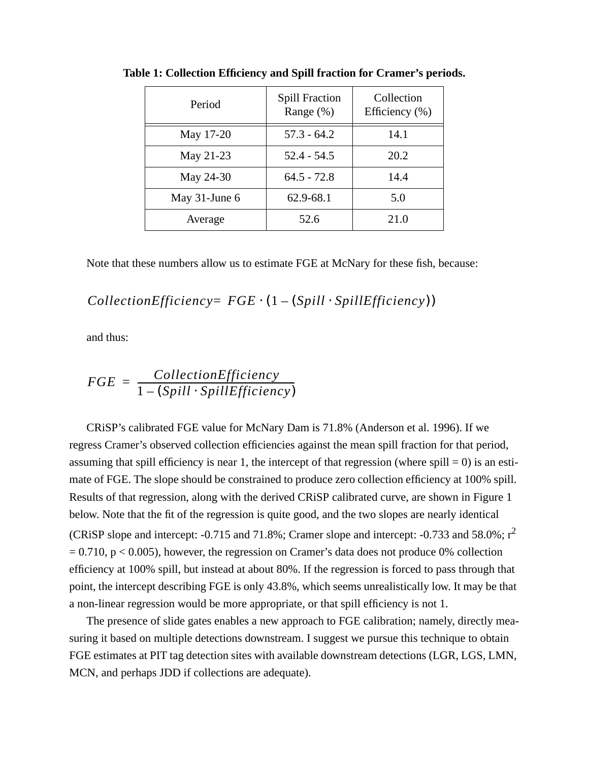**Table 1: Collection Efficiency and Spill fraction for Cramer's periods.**

| Period | Spill Fraction Range (%) | Collection Efficiency (%) |
|---|---|---|
| May 17-20 | 57.3 - 64.2 | 14.1 |
| May 21-23 | 52.4 - 54.5 | 20.2 |
| May 24-30 | 64.5 - 72.8 | 14.4 |
| May 31-June 6 | 62.9-68.1 | 5.0 |
| Average | 52.6 | 21.0 |

Note that these numbers allow us to estimate FGE at McNary for these fish, because:

$$CollectionEfficiency = FGE \cdot (1 - (Spill \cdot SpillEfficiency))$$

and thus:

$$FGE = \frac{CollectionEfficiency}{1 - (Spill \cdot SpillEfficiency)}$$

CRiSP's calibrated FGE value for McNary Dam is 71.8% (Anderson et al. 1996). If we regress Cramer's observed collection efficiencies against the mean spill fraction for that period, assuming that spill efficiency is near 1, the intercept of that regression (where spill = 0) is an estimate of FGE. The slope should be constrained to produce zero collection efficiency at 100% spill. Results of that regression, along with the derived CRiSP calibrated curve, are shown in Figure 1 below. Note that the fit of the regression is quite good, and the two slopes are nearly identical (CRiSP slope and intercept: -0.715 and 71.8%; Cramer slope and intercept: -0.733 and 58.0%; $r^2 = 0.710$, $p < 0.005$), however, the regression on Cramer's data does not produce 0% collection efficiency at 100% spill, but instead at about 80%. If the regression is forced to pass through that point, the intercept describing FGE is only 43.8%, which seems unrealistically low. It may be that a non-linear regression would be more appropriate, or that spill efficiency is not 1.

The presence of slide gates enables a new approach to FGE calibration; namely, directly measuring it based on multiple detections downstream. I suggest we pursue this technique to obtain FGE estimates at PIT tag detection sites with available downstream detections (LGR, LGS, LMN, MCN, and perhaps JDD if collections are adequate).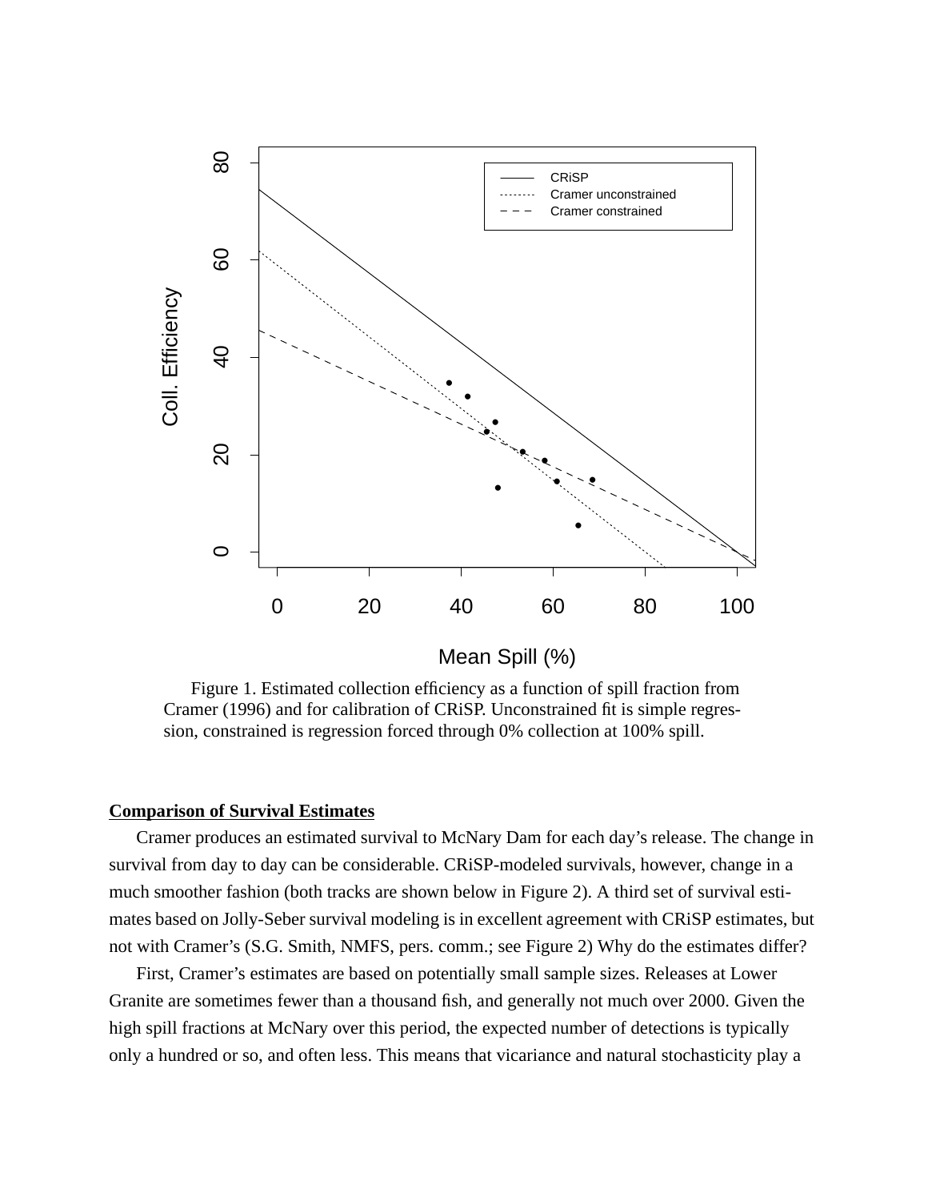Figure 1. Estimated collection efficiency as a function of spill fraction from Cramer (1996) and for calibration of CRiSP. Unconstrained fit is simple regression, constrained is regression forced through 0% collection at 100% spill.

**Comparison of Survival Estimates**

Cramer produces an estimated survival to McNary Dam for each day's release. The change in survival from day to day can be considerable. CRiSP-modeled survivals, however, change in a much smoother fashion (both tracks are shown below in Figure 2). A third set of survival estimates based on Jolly-Seber survival modeling is in excellent agreement with CRiSP estimates, but not with Cramer's (S.G. Smith, NMFS, pers. comm.; see Figure 2) Why do the estimates differ?

First, Cramer's estimates are based on potentially small sample sizes. Releases at Lower Granite are sometimes fewer than a thousand fish, and generally not much over 2000. Given the high spill fractions at McNary over this period, the expected number of detections is typically only a hundred or so, and often less. This means that vicariance and natural stochasticity play a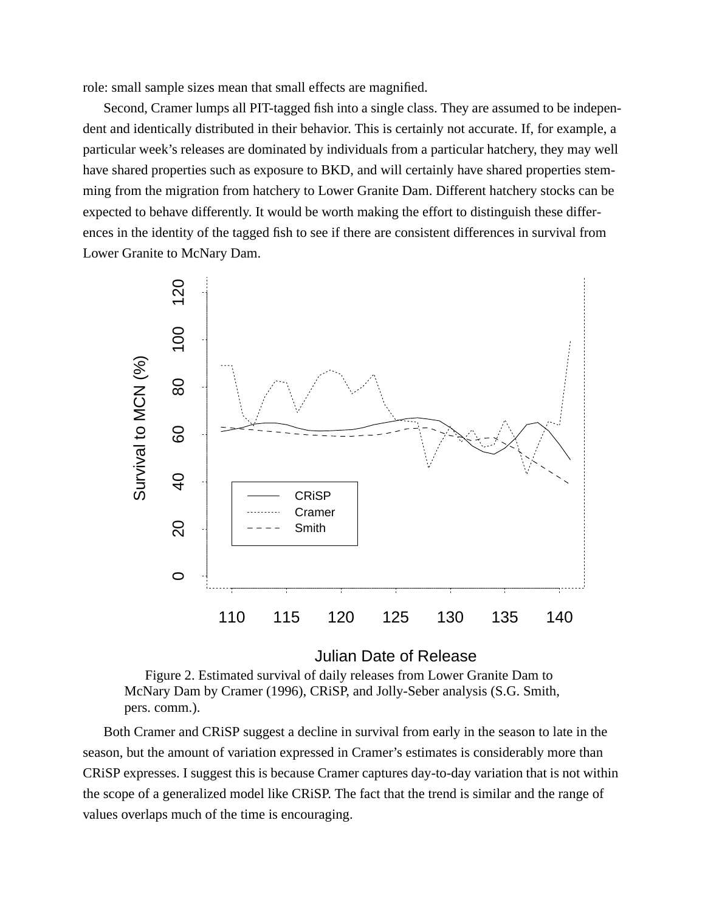role: small sample sizes mean that small effects are magnified.

Second, Cramer lumps all PIT-tagged fish into a single class. They are assumed to be independent and identically distributed in their behavior. This is certainly not accurate. If, for example, a particular week's releases are dominated by individuals from a particular hatchery, they may well have shared properties such as exposure to BKD, and will certainly have shared properties stemming from the migration from hatchery to Lower Granite Dam. Different hatchery stocks can be expected to behave differently. It would be worth making the effort to distinguish these differences in the identity of the tagged fish to see if there are consistent differences in survival from Lower Granite to McNary Dam.

Survival to MCN (%)

0
20
40
60
80
100
120

CRiSP
Cramer
Smith

110
115
120
125
130
135
140

Julian Date of Release

Figure 2. Estimated survival of daily releases from Lower Granite Dam to McNary Dam by Cramer (1996), CRiSP, and Jolly-Seber analysis (S.G. Smith, pers. comm.).

Both Cramer and CRiSP suggest a decline in survival from early in the season to late in the season, but the amount of variation expressed in Cramer's estimates is considerably more than CRiSP expresses. I suggest this is because Cramer captures day-to-day variation that is not within the scope of a generalized model like CRiSP. The fact that the trend is similar and the range of values overlaps much of the time is encouraging.